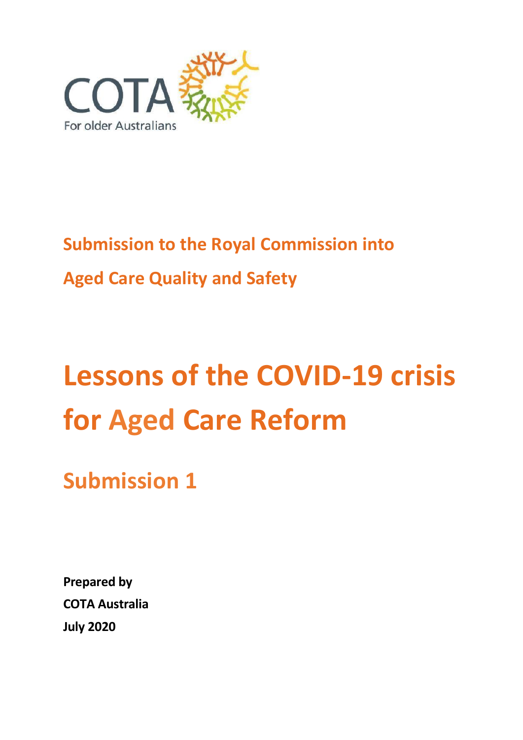COTA

For older Australians

## Submission to the Royal Commission into Aged Care Quality and Safety

# Lessons of the COVID-19 crisis for Aged Care Reform

## Submission 1

**Prepared by**
**COTA Australia**
**July 2020**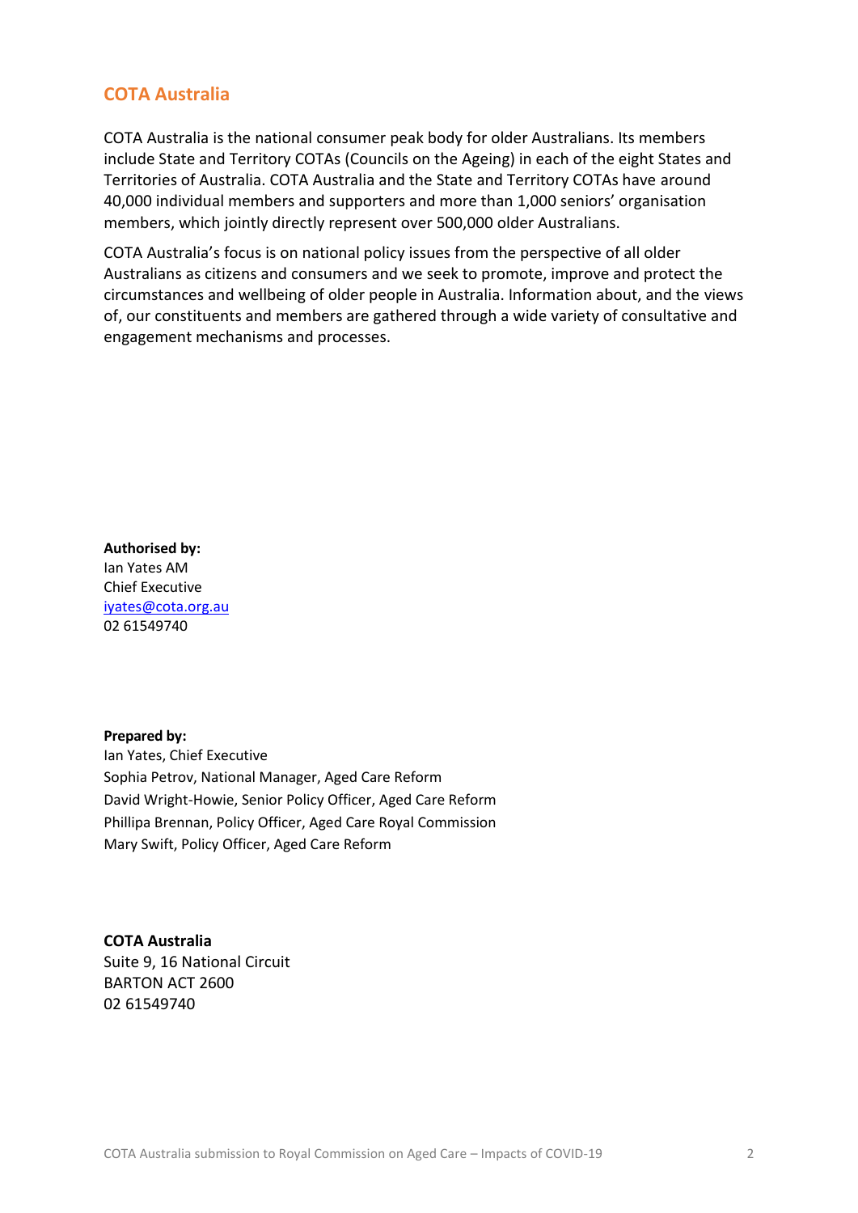## COTA Australia

COTA Australia is the national consumer peak body for older Australians. Its members include State and Territory COTAs (Councils on the Ageing) in each of the eight States and Territories of Australia. COTA Australia and the State and Territory COTAs have around 40,000 individual members and supporters and more than 1,000 seniors' organisation members, which jointly directly represent over 500,000 older Australians.

COTA Australia's focus is on national policy issues from the perspective of all older Australians as citizens and consumers and we seek to promote, improve and protect the circumstances and wellbeing of older people in Australia. Information about, and the views of, our constituents and members are gathered through a wide variety of consultative and engagement mechanisms and processes.

**Authorised by:**
Ian Yates AM
Chief Executive
iyates@cota.org.au
02 61549740

**Prepared by:**
Ian Yates, Chief Executive
Sophia Petrov, National Manager, Aged Care Reform
David Wright-Howie, Senior Policy Officer, Aged Care Reform
Phillipa Brennan, Policy Officer, Aged Care Royal Commission
Mary Swift, Policy Officer, Aged Care Reform

**COTA Australia**
Suite 9, 16 National Circuit
BARTON ACT 2600
02 61549740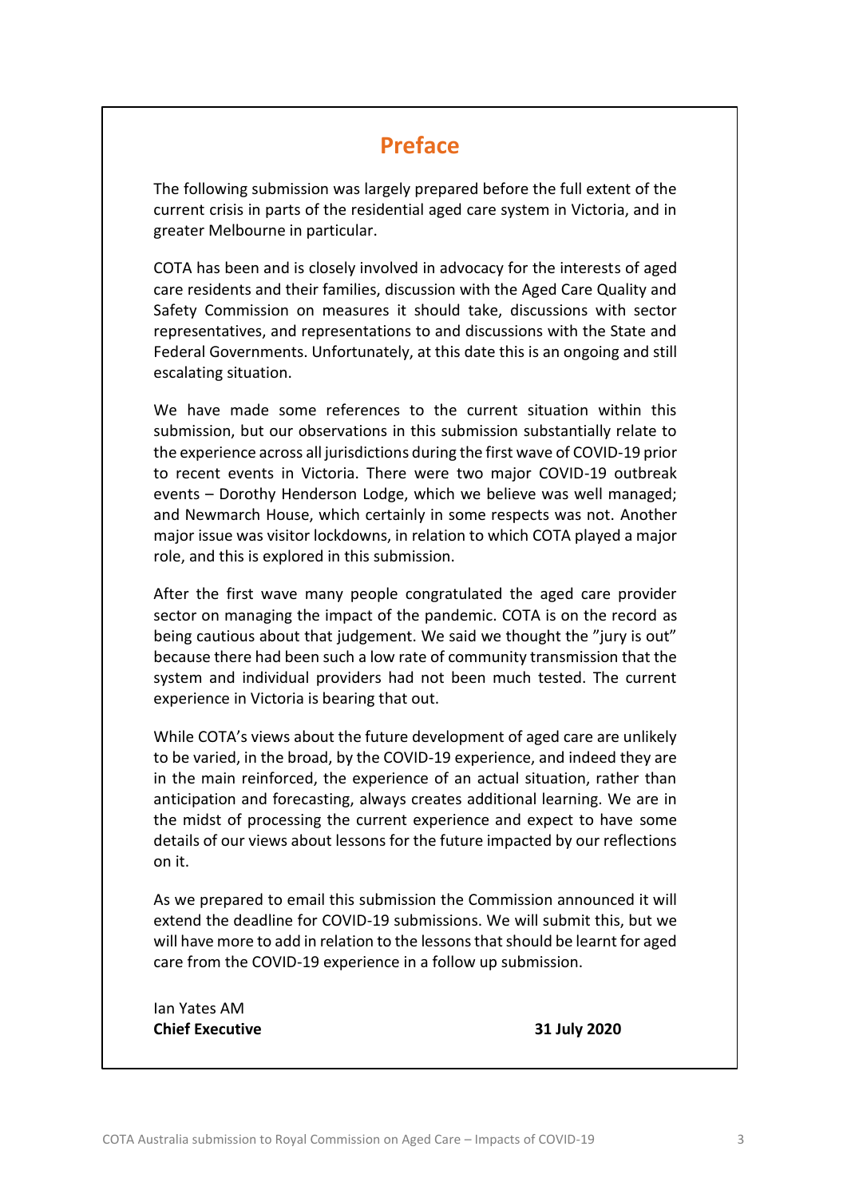# Preface

The following submission was largely prepared before the full extent of the current crisis in parts of the residential aged care system in Victoria, and in greater Melbourne in particular.

COTA has been and is closely involved in advocacy for the interests of aged care residents and their families, discussion with the Aged Care Quality and Safety Commission on measures it should take, discussions with sector representatives, and representations to and discussions with the State and Federal Governments. Unfortunately, at this date this is an ongoing and still escalating situation.

We have made some references to the current situation within this submission, but our observations in this submission substantially relate to the experience across all jurisdictions during the first wave of COVID-19 prior to recent events in Victoria. There were two major COVID-19 outbreak events – Dorothy Henderson Lodge, which we believe was well managed; and Newmarch House, which certainly in some respects was not. Another major issue was visitor lockdowns, in relation to which COTA played a major role, and this is explored in this submission.

After the first wave many people congratulated the aged care provider sector on managing the impact of the pandemic. COTA is on the record as being cautious about that judgement. We said we thought the "jury is out" because there had been such a low rate of community transmission that the system and individual providers had not been much tested. The current experience in Victoria is bearing that out.

While COTA's views about the future development of aged care are unlikely to be varied, in the broad, by the COVID-19 experience, and indeed they are in the main reinforced, the experience of an actual situation, rather than anticipation and forecasting, always creates additional learning. We are in the midst of processing the current experience and expect to have some details of our views about lessons for the future impacted by our reflections on it.

As we prepared to email this submission the Commission announced it will extend the deadline for COVID-19 submissions. We will submit this, but we will have more to add in relation to the lessons that should be learnt for aged care from the COVID-19 experience in a follow up submission.

Ian Yates AM
**Chief Executive** **31 July 2020**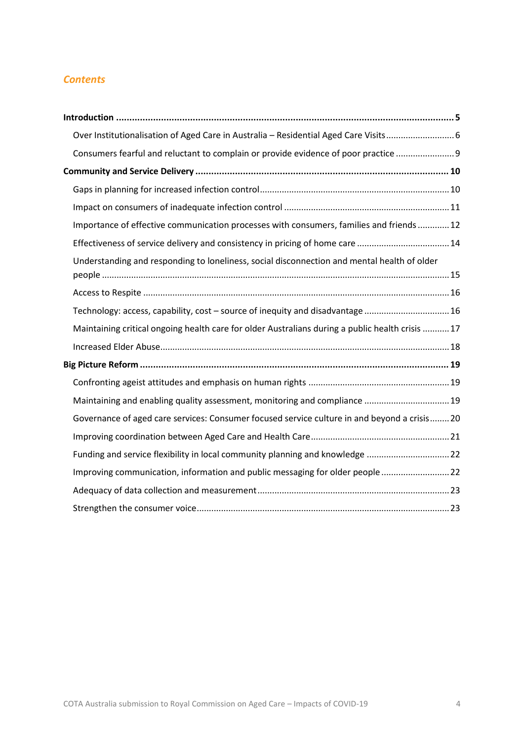## *Contents*

**Introduction ............ 5**

- Over Institutionalisation of Aged Care in Australia – Residential Aged Care Visits ............ 6
- Consumers fearful and reluctant to complain or provide evidence of poor practice ............ 9

**Community and Service Delivery ............ 10**

- Gaps in planning for increased infection control ............ 10
- Impact on consumers of inadequate infection control ............ 11
- Importance of effective communication processes with consumers, families and friends ............ 12
- Effectiveness of service delivery and consistency in pricing of home care ............ 14
- Understanding and responding to loneliness, social disconnection and mental health of older people ............ 15
- Access to Respite ............ 16
- Technology: access, capability, cost – source of inequity and disadvantage ............ 16
- Maintaining critical ongoing health care for older Australians during a public health crisis ............ 17
- Increased Elder Abuse ............ 18

**Big Picture Reform ............ 19**

- Confronting ageist attitudes and emphasis on human rights ............ 19
- Maintaining and enabling quality assessment, monitoring and compliance ............ 19
- Governance of aged care services: Consumer focused service culture in and beyond a crisis ............ 20
- Improving coordination between Aged Care and Health Care ............ 21
- Funding and service flexibility in local community planning and knowledge ............ 22
- Improving communication, information and public messaging for older people ............ 22
- Adequacy of data collection and measurement ............ 23
- Strengthen the consumer voice ............ 23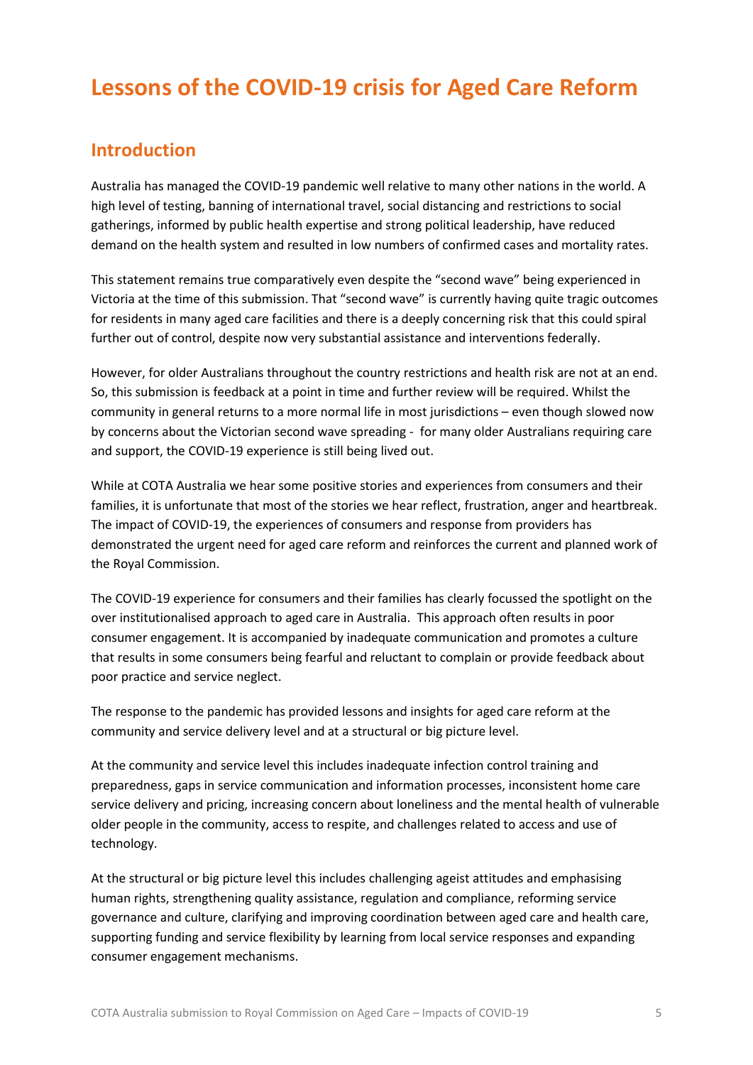# Lessons of the COVID-19 crisis for Aged Care Reform

## Introduction

Australia has managed the COVID-19 pandemic well relative to many other nations in the world. A high level of testing, banning of international travel, social distancing and restrictions to social gatherings, informed by public health expertise and strong political leadership, have reduced demand on the health system and resulted in low numbers of confirmed cases and mortality rates.

This statement remains true comparatively even despite the "second wave" being experienced in Victoria at the time of this submission. That "second wave" is currently having quite tragic outcomes for residents in many aged care facilities and there is a deeply concerning risk that this could spiral further out of control, despite now very substantial assistance and interventions federally.

However, for older Australians throughout the country restrictions and health risk are not at an end. So, this submission is feedback at a point in time and further review will be required. Whilst the community in general returns to a more normal life in most jurisdictions – even though slowed now by concerns about the Victorian second wave spreading - for many older Australians requiring care and support, the COVID-19 experience is still being lived out.

While at COTA Australia we hear some positive stories and experiences from consumers and their families, it is unfortunate that most of the stories we hear reflect, frustration, anger and heartbreak. The impact of COVID-19, the experiences of consumers and response from providers has demonstrated the urgent need for aged care reform and reinforces the current and planned work of the Royal Commission.

The COVID-19 experience for consumers and their families has clearly focussed the spotlight on the over institutionalised approach to aged care in Australia. This approach often results in poor consumer engagement. It is accompanied by inadequate communication and promotes a culture that results in some consumers being fearful and reluctant to complain or provide feedback about poor practice and service neglect.

The response to the pandemic has provided lessons and insights for aged care reform at the community and service delivery level and at a structural or big picture level.

At the community and service level this includes inadequate infection control training and preparedness, gaps in service communication and information processes, inconsistent home care service delivery and pricing, increasing concern about loneliness and the mental health of vulnerable older people in the community, access to respite, and challenges related to access and use of technology.

At the structural or big picture level this includes challenging ageist attitudes and emphasising human rights, strengthening quality assistance, regulation and compliance, reforming service governance and culture, clarifying and improving coordination between aged care and health care, supporting funding and service flexibility by learning from local service responses and expanding consumer engagement mechanisms.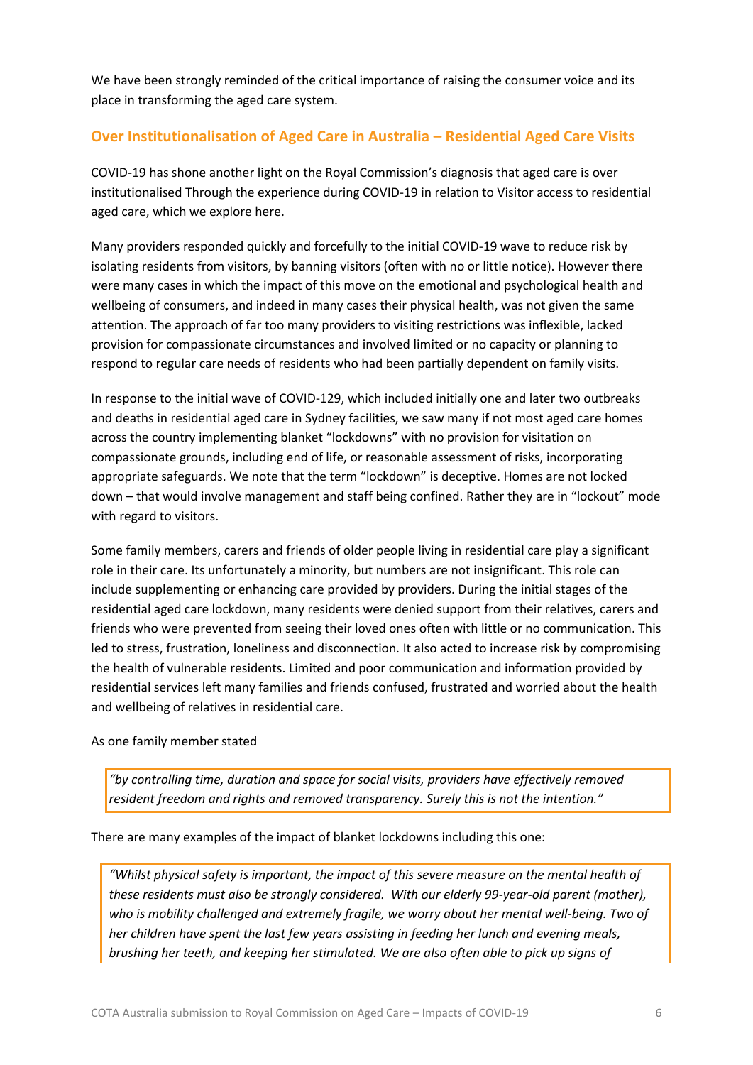We have been strongly reminded of the critical importance of raising the consumer voice and its place in transforming the aged care system.

## Over Institutionalisation of Aged Care in Australia – Residential Aged Care Visits

COVID-19 has shone another light on the Royal Commission's diagnosis that aged care is over institutionalised Through the experience during COVID-19 in relation to Visitor access to residential aged care, which we explore here.

Many providers responded quickly and forcefully to the initial COVID-19 wave to reduce risk by isolating residents from visitors, by banning visitors (often with no or little notice). However there were many cases in which the impact of this move on the emotional and psychological health and wellbeing of consumers, and indeed in many cases their physical health, was not given the same attention. The approach of far too many providers to visiting restrictions was inflexible, lacked provision for compassionate circumstances and involved limited or no capacity or planning to respond to regular care needs of residents who had been partially dependent on family visits.

In response to the initial wave of COVID-129, which included initially one and later two outbreaks and deaths in residential aged care in Sydney facilities, we saw many if not most aged care homes across the country implementing blanket "lockdowns" with no provision for visitation on compassionate grounds, including end of life, or reasonable assessment of risks, incorporating appropriate safeguards. We note that the term "lockdown" is deceptive. Homes are not locked down – that would involve management and staff being confined. Rather they are in "lockout" mode with regard to visitors.

Some family members, carers and friends of older people living in residential care play a significant role in their care. Its unfortunately a minority, but numbers are not insignificant. This role can include supplementing or enhancing care provided by providers. During the initial stages of the residential aged care lockdown, many residents were denied support from their relatives, carers and friends who were prevented from seeing their loved ones often with little or no communication. This led to stress, frustration, loneliness and disconnection. It also acted to increase risk by compromising the health of vulnerable residents. Limited and poor communication and information provided by residential services left many families and friends confused, frustrated and worried about the health and wellbeing of relatives in residential care.

As one family member stated

> *"by controlling time, duration and space for social visits, providers have effectively removed resident freedom and rights and removed transparency. Surely this is not the intention."*

There are many examples of the impact of blanket lockdowns including this one:

> *"Whilst physical safety is important, the impact of this severe measure on the mental health of these residents must also be strongly considered. With our elderly 99-year-old parent (mother), who is mobility challenged and extremely fragile, we worry about her mental well-being. Two of her children have spent the last few years assisting in feeding her lunch and evening meals, brushing her teeth, and keeping her stimulated. We are also often able to pick up signs of*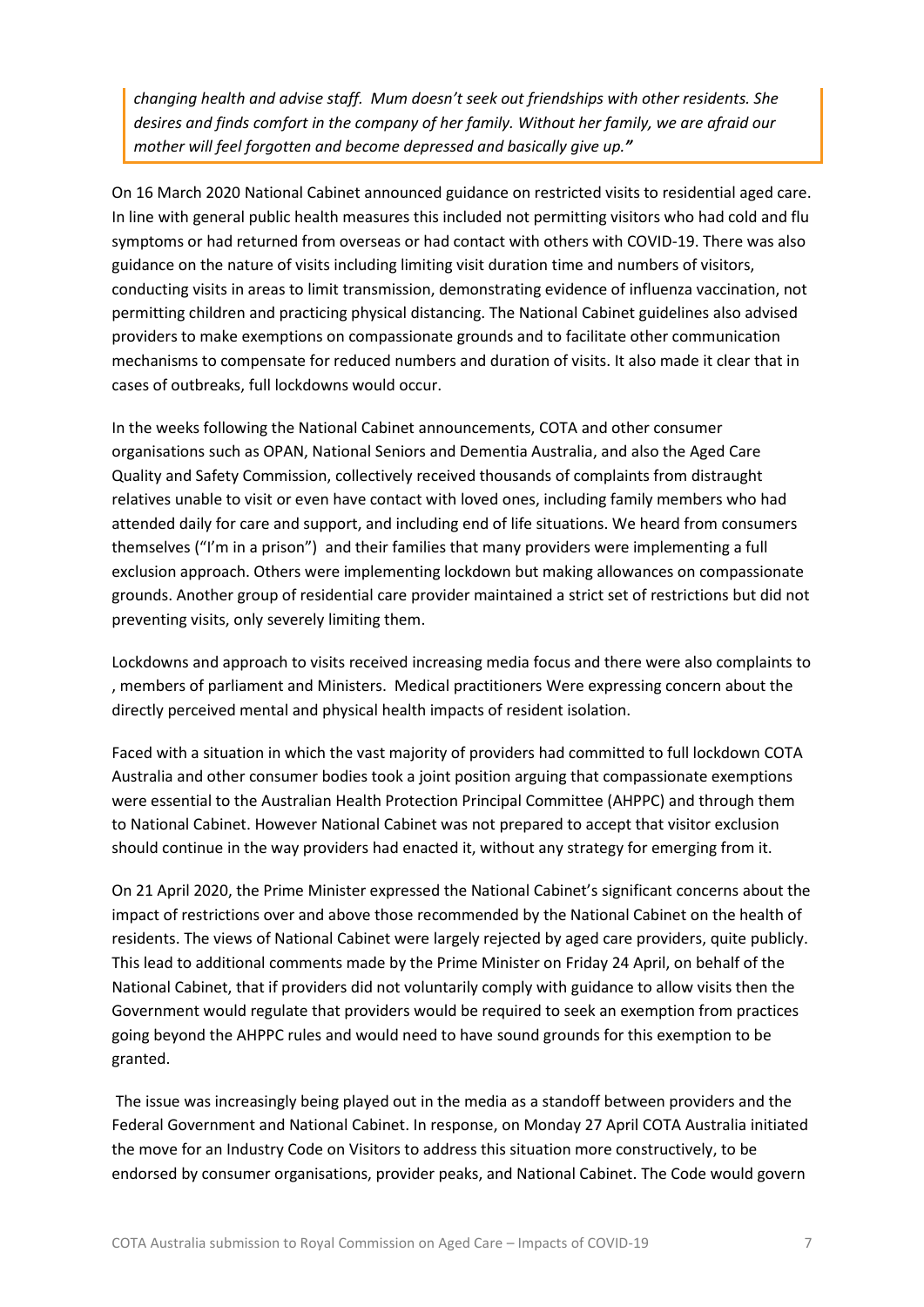> *changing health and advise staff. Mum doesn't seek out friendships with other residents. She desires and finds comfort in the company of her family. Without her family, we are afraid our mother will feel forgotten and become depressed and basically give up."*

On 16 March 2020 National Cabinet announced guidance on restricted visits to residential aged care. In line with general public health measures this included not permitting visitors who had cold and flu symptoms or had returned from overseas or had contact with others with COVID-19. There was also guidance on the nature of visits including limiting visit duration time and numbers of visitors, conducting visits in areas to limit transmission, demonstrating evidence of influenza vaccination, not permitting children and practicing physical distancing. The National Cabinet guidelines also advised providers to make exemptions on compassionate grounds and to facilitate other communication mechanisms to compensate for reduced numbers and duration of visits. It also made it clear that in cases of outbreaks, full lockdowns would occur.

In the weeks following the National Cabinet announcements, COTA and other consumer organisations such as OPAN, National Seniors and Dementia Australia, and also the Aged Care Quality and Safety Commission, collectively received thousands of complaints from distraught relatives unable to visit or even have contact with loved ones, including family members who had attended daily for care and support, and including end of life situations. We heard from consumers themselves ("I'm in a prison") and their families that many providers were implementing a full exclusion approach. Others were implementing lockdown but making allowances on compassionate grounds. Another group of residential care provider maintained a strict set of restrictions but did not preventing visits, only severely limiting them.

Lockdowns and approach to visits received increasing media focus and there were also complaints to , members of parliament and Ministers. Medical practitioners Were expressing concern about the directly perceived mental and physical health impacts of resident isolation.

Faced with a situation in which the vast majority of providers had committed to full lockdown COTA Australia and other consumer bodies took a joint position arguing that compassionate exemptions were essential to the Australian Health Protection Principal Committee (AHPPC) and through them to National Cabinet. However National Cabinet was not prepared to accept that visitor exclusion should continue in the way providers had enacted it, without any strategy for emerging from it.

On 21 April 2020, the Prime Minister expressed the National Cabinet's significant concerns about the impact of restrictions over and above those recommended by the National Cabinet on the health of residents. The views of National Cabinet were largely rejected by aged care providers, quite publicly. This lead to additional comments made by the Prime Minister on Friday 24 April, on behalf of the National Cabinet, that if providers did not voluntarily comply with guidance to allow visits then the Government would regulate that providers would be required to seek an exemption from practices going beyond the AHPPC rules and would need to have sound grounds for this exemption to be granted.

The issue was increasingly being played out in the media as a standoff between providers and the Federal Government and National Cabinet. In response, on Monday 27 April COTA Australia initiated the move for an Industry Code on Visitors to address this situation more constructively, to be endorsed by consumer organisations, provider peaks, and National Cabinet. The Code would govern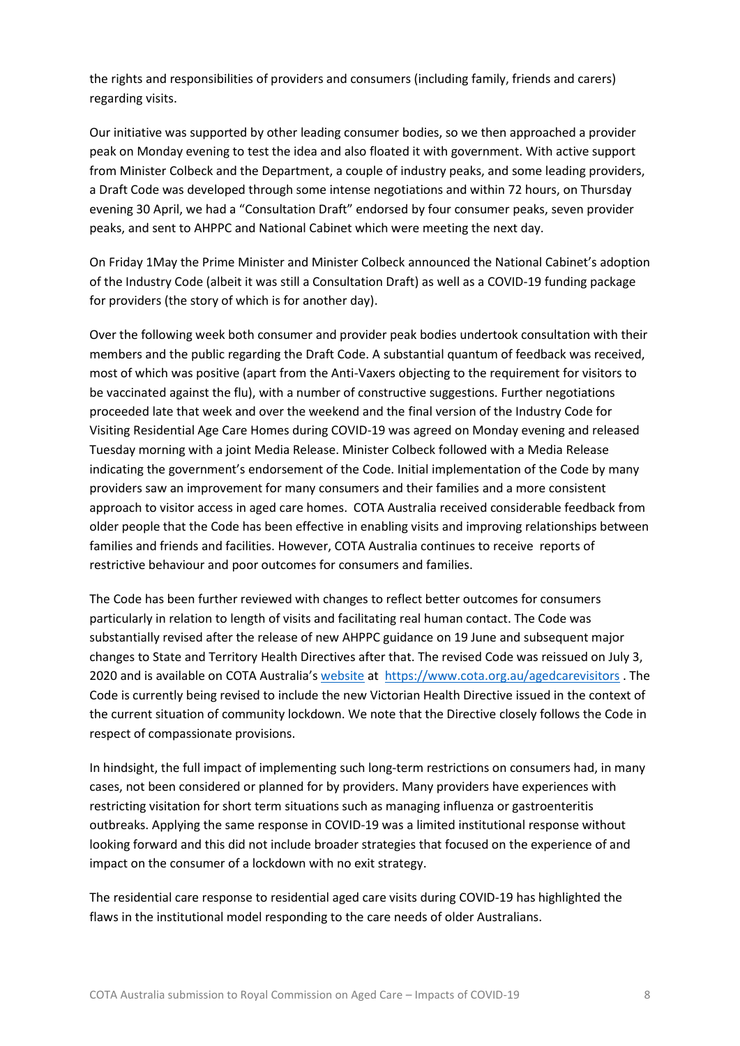the rights and responsibilities of providers and consumers (including family, friends and carers) regarding visits.

Our initiative was supported by other leading consumer bodies, so we then approached a provider peak on Monday evening to test the idea and also floated it with government. With active support from Minister Colbeck and the Department, a couple of industry peaks, and some leading providers, a Draft Code was developed through some intense negotiations and within 72 hours, on Thursday evening 30 April, we had a "Consultation Draft" endorsed by four consumer peaks, seven provider peaks, and sent to AHPPC and National Cabinet which were meeting the next day.

On Friday 1May the Prime Minister and Minister Colbeck announced the National Cabinet's adoption of the Industry Code (albeit it was still a Consultation Draft) as well as a COVID-19 funding package for providers (the story of which is for another day).

Over the following week both consumer and provider peak bodies undertook consultation with their members and the public regarding the Draft Code. A substantial quantum of feedback was received, most of which was positive (apart from the Anti-Vaxers objecting to the requirement for visitors to be vaccinated against the flu), with a number of constructive suggestions. Further negotiations proceeded late that week and over the weekend and the final version of the Industry Code for Visiting Residential Age Care Homes during COVID-19 was agreed on Monday evening and released Tuesday morning with a joint Media Release. Minister Colbeck followed with a Media Release indicating the government's endorsement of the Code. Initial implementation of the Code by many providers saw an improvement for many consumers and their families and a more consistent approach to visitor access in aged care homes. COTA Australia received considerable feedback from older people that the Code has been effective in enabling visits and improving relationships between families and friends and facilities. However, COTA Australia continues to receive reports of restrictive behaviour and poor outcomes for consumers and families.

The Code has been further reviewed with changes to reflect better outcomes for consumers particularly in relation to length of visits and facilitating real human contact. The Code was substantially revised after the release of new AHPPC guidance on 19 June and subsequent major changes to State and Territory Health Directives after that. The revised Code was reissued on July 3, 2020 and is available on COTA Australia's [website](https://www.cota.org.au/agedcarevisitors) at https://www.cota.org.au/agedcarevisitors . The Code is currently being revised to include the new Victorian Health Directive issued in the context of the current situation of community lockdown. We note that the Directive closely follows the Code in respect of compassionate provisions.

In hindsight, the full impact of implementing such long-term restrictions on consumers had, in many cases, not been considered or planned for by providers. Many providers have experiences with restricting visitation for short term situations such as managing influenza or gastroenteritis outbreaks. Applying the same response in COVID-19 was a limited institutional response without looking forward and this did not include broader strategies that focused on the experience of and impact on the consumer of a lockdown with no exit strategy.

The residential care response to residential aged care visits during COVID-19 has highlighted the flaws in the institutional model responding to the care needs of older Australians.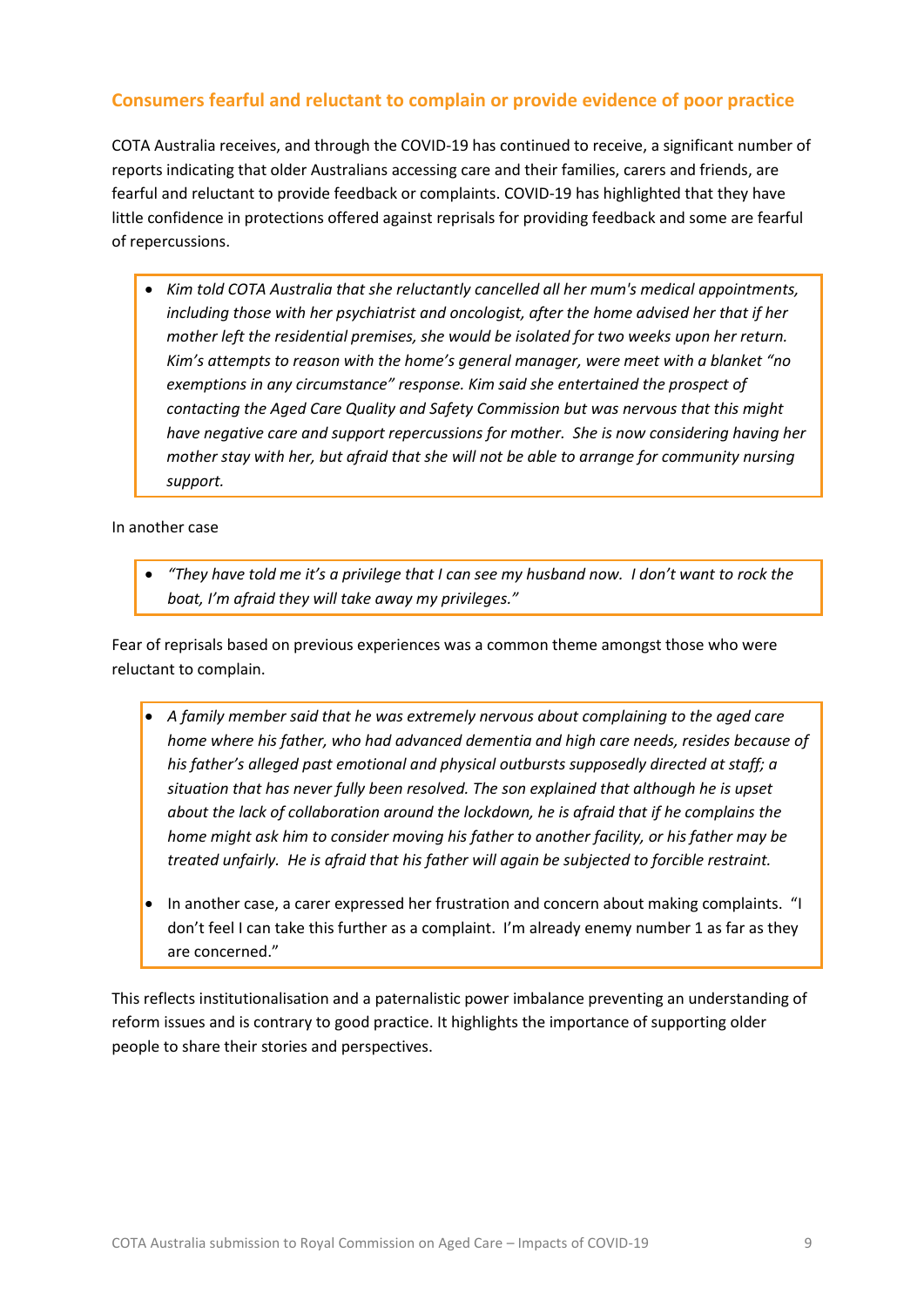## Consumers fearful and reluctant to complain or provide evidence of poor practice

COTA Australia receives, and through the COVID-19 has continued to receive, a significant number of reports indicating that older Australians accessing care and their families, carers and friends, are fearful and reluctant to provide feedback or complaints. COVID-19 has highlighted that they have little confidence in protections offered against reprisals for providing feedback and some are fearful of repercussions.

- *Kim told COTA Australia that she reluctantly cancelled all her mum's medical appointments, including those with her psychiatrist and oncologist, after the home advised her that if her mother left the residential premises, she would be isolated for two weeks upon her return. Kim's attempts to reason with the home's general manager, were meet with a blanket "no exemptions in any circumstance" response. Kim said she entertained the prospect of contacting the Aged Care Quality and Safety Commission but was nervous that this might have negative care and support repercussions for mother. She is now considering having her mother stay with her, but afraid that she will not be able to arrange for community nursing support.*

In another case

- *"They have told me it's a privilege that I can see my husband now. I don't want to rock the boat, I'm afraid they will take away my privileges."*

Fear of reprisals based on previous experiences was a common theme amongst those who were reluctant to complain.

- *A family member said that he was extremely nervous about complaining to the aged care home where his father, who had advanced dementia and high care needs, resides because of his father's alleged past emotional and physical outbursts supposedly directed at staff; a situation that has never fully been resolved. The son explained that although he is upset about the lack of collaboration around the lockdown, he is afraid that if he complains the home might ask him to consider moving his father to another facility, or his father may be treated unfairly. He is afraid that his father will again be subjected to forcible restraint.*
- In another case, a carer expressed her frustration and concern about making complaints. "I don't feel I can take this further as a complaint. I'm already enemy number 1 as far as they are concerned."

This reflects institutionalisation and a paternalistic power imbalance preventing an understanding of reform issues and is contrary to good practice. It highlights the importance of supporting older people to share their stories and perspectives.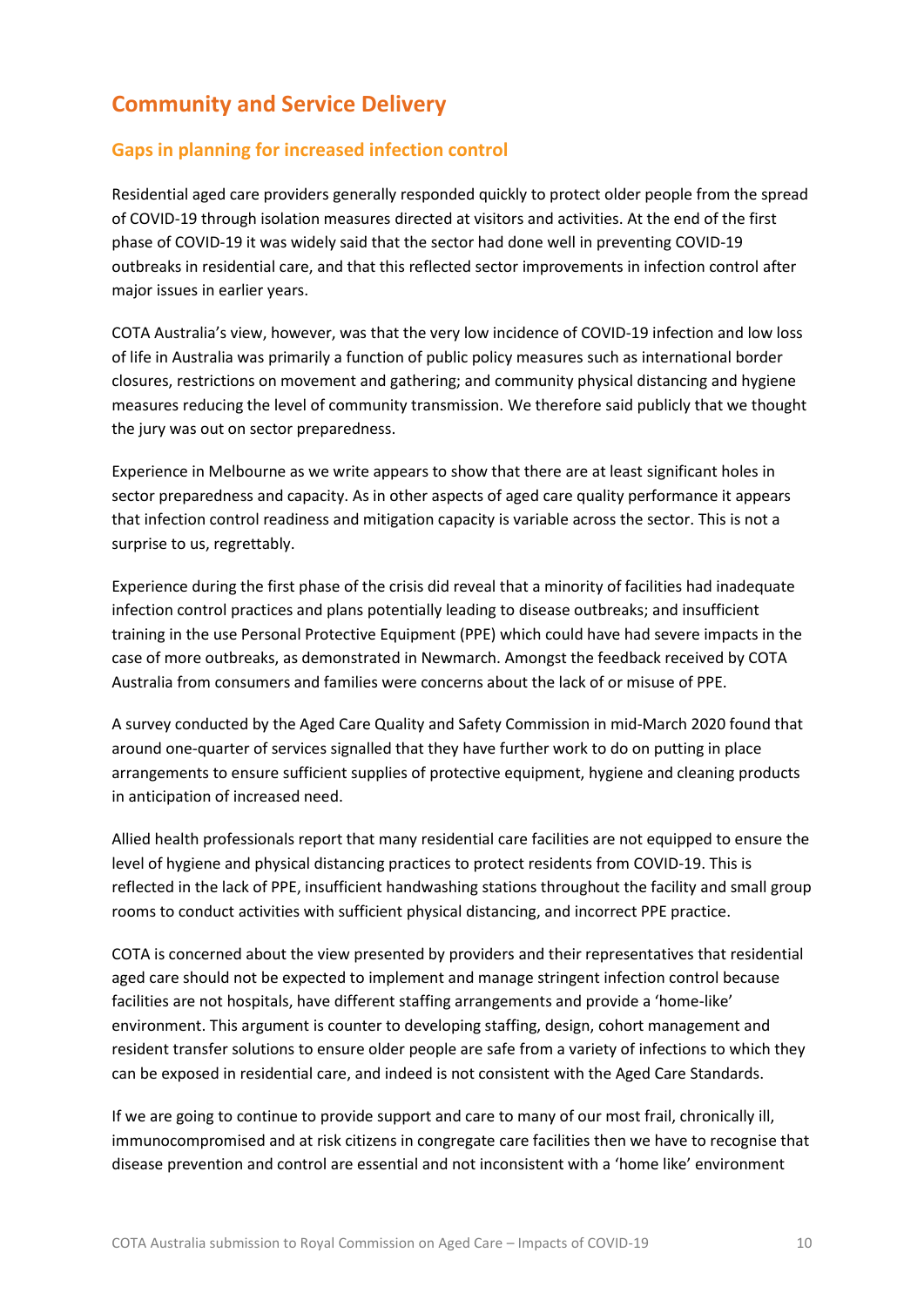## Community and Service Delivery

### Gaps in planning for increased infection control

Residential aged care providers generally responded quickly to protect older people from the spread of COVID-19 through isolation measures directed at visitors and activities. At the end of the first phase of COVID-19 it was widely said that the sector had done well in preventing COVID-19 outbreaks in residential care, and that this reflected sector improvements in infection control after major issues in earlier years.

COTA Australia's view, however, was that the very low incidence of COVID-19 infection and low loss of life in Australia was primarily a function of public policy measures such as international border closures, restrictions on movement and gathering; and community physical distancing and hygiene measures reducing the level of community transmission. We therefore said publicly that we thought the jury was out on sector preparedness.

Experience in Melbourne as we write appears to show that there are at least significant holes in sector preparedness and capacity. As in other aspects of aged care quality performance it appears that infection control readiness and mitigation capacity is variable across the sector. This is not a surprise to us, regrettably.

Experience during the first phase of the crisis did reveal that a minority of facilities had inadequate infection control practices and plans potentially leading to disease outbreaks; and insufficient training in the use Personal Protective Equipment (PPE) which could have had severe impacts in the case of more outbreaks, as demonstrated in Newmarch. Amongst the feedback received by COTA Australia from consumers and families were concerns about the lack of or misuse of PPE.

A survey conducted by the Aged Care Quality and Safety Commission in mid-March 2020 found that around one-quarter of services signalled that they have further work to do on putting in place arrangements to ensure sufficient supplies of protective equipment, hygiene and cleaning products in anticipation of increased need.

Allied health professionals report that many residential care facilities are not equipped to ensure the level of hygiene and physical distancing practices to protect residents from COVID-19. This is reflected in the lack of PPE, insufficient handwashing stations throughout the facility and small group rooms to conduct activities with sufficient physical distancing, and incorrect PPE practice.

COTA is concerned about the view presented by providers and their representatives that residential aged care should not be expected to implement and manage stringent infection control because facilities are not hospitals, have different staffing arrangements and provide a 'home-like' environment. This argument is counter to developing staffing, design, cohort management and resident transfer solutions to ensure older people are safe from a variety of infections to which they can be exposed in residential care, and indeed is not consistent with the Aged Care Standards.

If we are going to continue to provide support and care to many of our most frail, chronically ill, immunocompromised and at risk citizens in congregate care facilities then we have to recognise that disease prevention and control are essential and not inconsistent with a 'home like' environment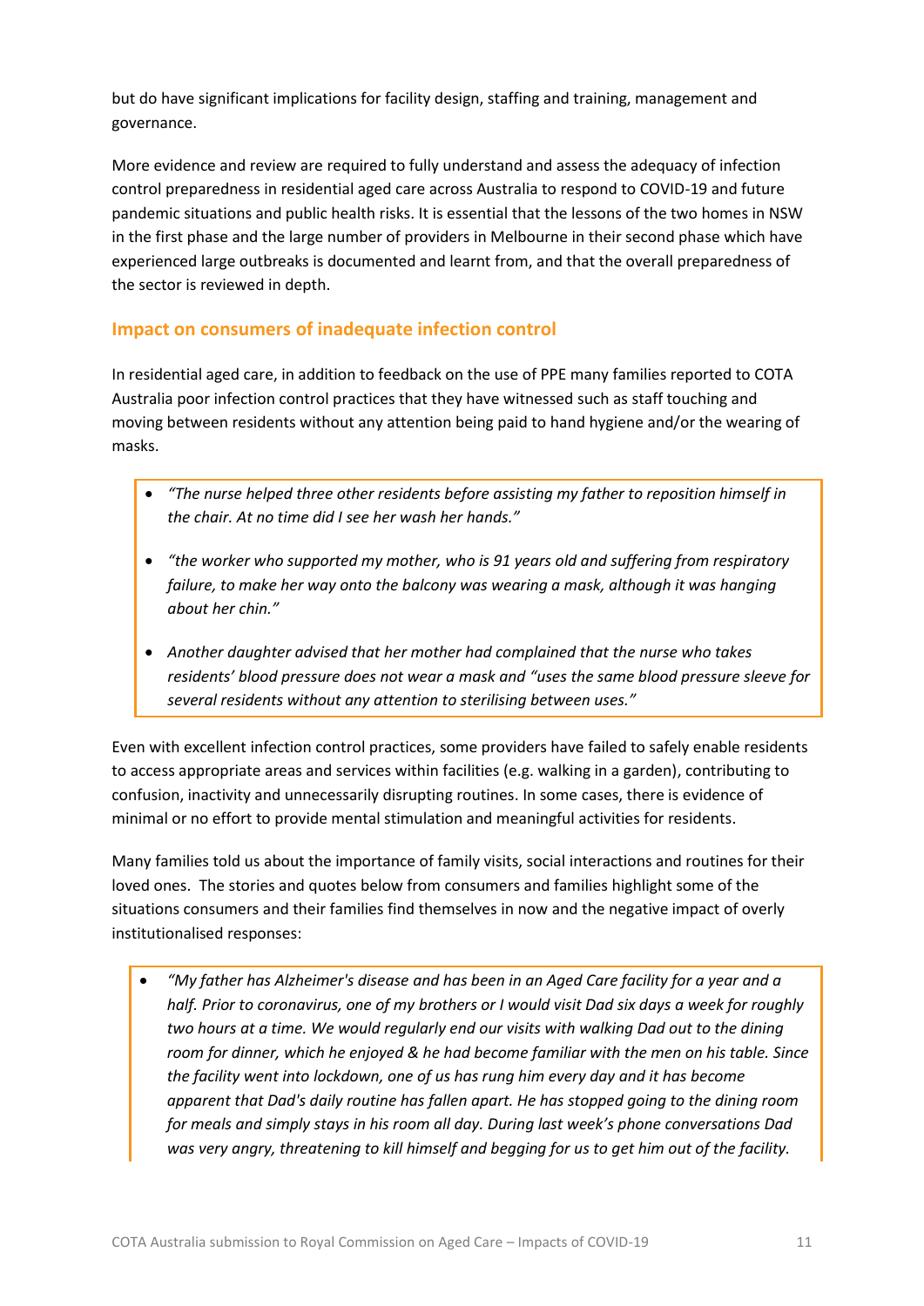but do have significant implications for facility design, staffing and training, management and governance.

More evidence and review are required to fully understand and assess the adequacy of infection control preparedness in residential aged care across Australia to respond to COVID-19 and future pandemic situations and public health risks. It is essential that the lessons of the two homes in NSW in the first phase and the large number of providers in Melbourne in their second phase which have experienced large outbreaks is documented and learnt from, and that the overall preparedness of the sector is reviewed in depth.

## Impact on consumers of inadequate infection control

In residential aged care, in addition to feedback on the use of PPE many families reported to COTA Australia poor infection control practices that they have witnessed such as staff touching and moving between residents without any attention being paid to hand hygiene and/or the wearing of masks.

- *"The nurse helped three other residents before assisting my father to reposition himself in the chair. At no time did I see her wash her hands."*
- *"the worker who supported my mother, who is 91 years old and suffering from respiratory failure, to make her way onto the balcony was wearing a mask, although it was hanging about her chin."*
- *Another daughter advised that her mother had complained that the nurse who takes residents' blood pressure does not wear a mask and "uses the same blood pressure sleeve for several residents without any attention to sterilising between uses."*

Even with excellent infection control practices, some providers have failed to safely enable residents to access appropriate areas and services within facilities (e.g. walking in a garden), contributing to confusion, inactivity and unnecessarily disrupting routines. In some cases, there is evidence of minimal or no effort to provide mental stimulation and meaningful activities for residents.

Many families told us about the importance of family visits, social interactions and routines for their loved ones. The stories and quotes below from consumers and families highlight some of the situations consumers and their families find themselves in now and the negative impact of overly institutionalised responses:

- *"My father has Alzheimer's disease and has been in an Aged Care facility for a year and a half. Prior to coronavirus, one of my brothers or I would visit Dad six days a week for roughly two hours at a time. We would regularly end our visits with walking Dad out to the dining room for dinner, which he enjoyed & he had become familiar with the men on his table. Since the facility went into lockdown, one of us has rung him every day and it has become apparent that Dad's daily routine has fallen apart. He has stopped going to the dining room for meals and simply stays in his room all day. During last week's phone conversations Dad was very angry, threatening to kill himself and begging for us to get him out of the facility.*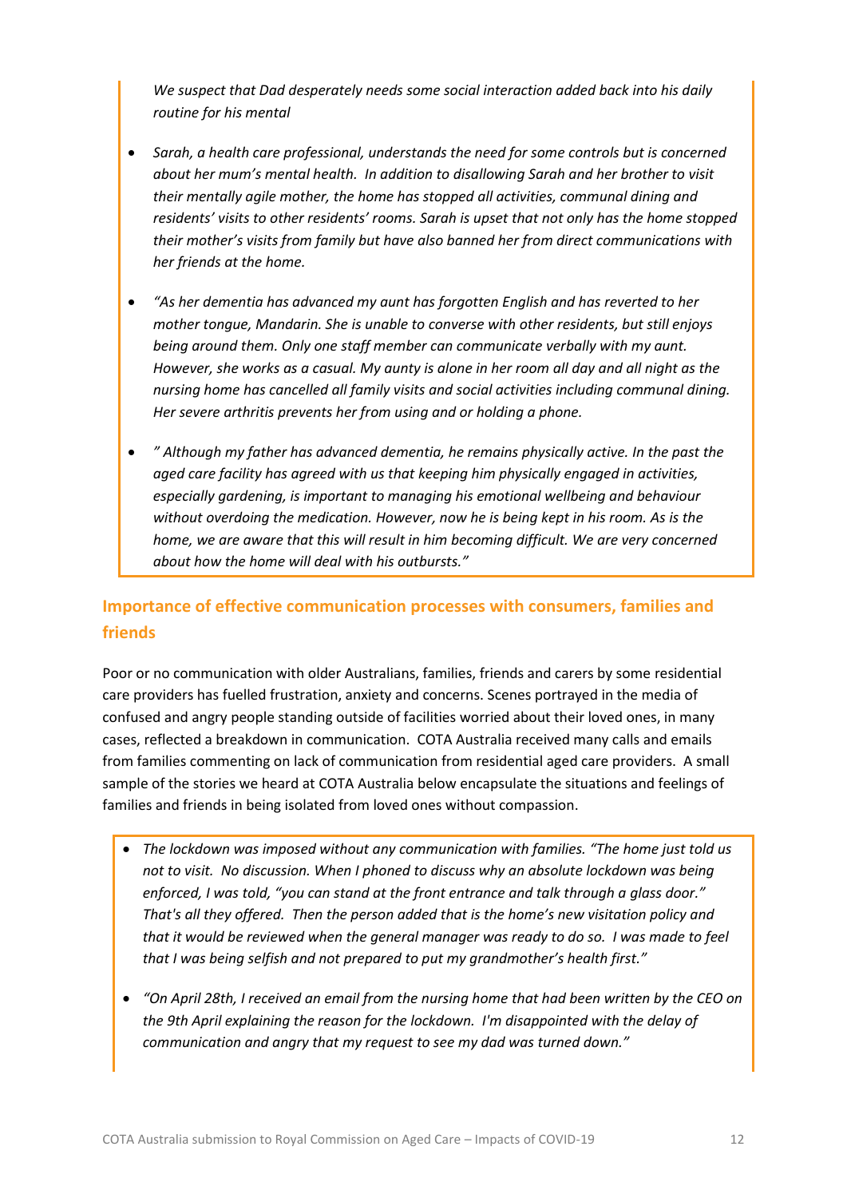*We suspect that Dad desperately needs some social interaction added back into his daily routine for his mental*

- *Sarah, a health care professional, understands the need for some controls but is concerned about her mum's mental health. In addition to disallowing Sarah and her brother to visit their mentally agile mother, the home has stopped all activities, communal dining and residents' visits to other residents' rooms. Sarah is upset that not only has the home stopped their mother's visits from family but have also banned her from direct communications with her friends at the home.*

- *"As her dementia has advanced my aunt has forgotten English and has reverted to her mother tongue, Mandarin. She is unable to converse with other residents, but still enjoys being around them. Only one staff member can communicate verbally with my aunt. However, she works as a casual. My aunty is alone in her room all day and all night as the nursing home has cancelled all family visits and social activities including communal dining. Her severe arthritis prevents her from using and or holding a phone.*

- *" Although my father has advanced dementia, he remains physically active. In the past the aged care facility has agreed with us that keeping him physically engaged in activities, especially gardening, is important to managing his emotional wellbeing and behaviour without overdoing the medication. However, now he is being kept in his room. As is the home, we are aware that this will result in him becoming difficult. We are very concerned about how the home will deal with his outbursts."*

## Importance of effective communication processes with consumers, families and friends

Poor or no communication with older Australians, families, friends and carers by some residential care providers has fuelled frustration, anxiety and concerns. Scenes portrayed in the media of confused and angry people standing outside of facilities worried about their loved ones, in many cases, reflected a breakdown in communication. COTA Australia received many calls and emails from families commenting on lack of communication from residential aged care providers. A small sample of the stories we heard at COTA Australia below encapsulate the situations and feelings of families and friends in being isolated from loved ones without compassion.

- *The lockdown was imposed without any communication with families. "The home just told us not to visit. No discussion. When I phoned to discuss why an absolute lockdown was being enforced, I was told, "you can stand at the front entrance and talk through a glass door." That's all they offered. Then the person added that is the home's new visitation policy and that it would be reviewed when the general manager was ready to do so. I was made to feel that I was being selfish and not prepared to put my grandmother's health first."*

- *"On April 28th, I received an email from the nursing home that had been written by the CEO on the 9th April explaining the reason for the lockdown. I'm disappointed with the delay of communication and angry that my request to see my dad was turned down."*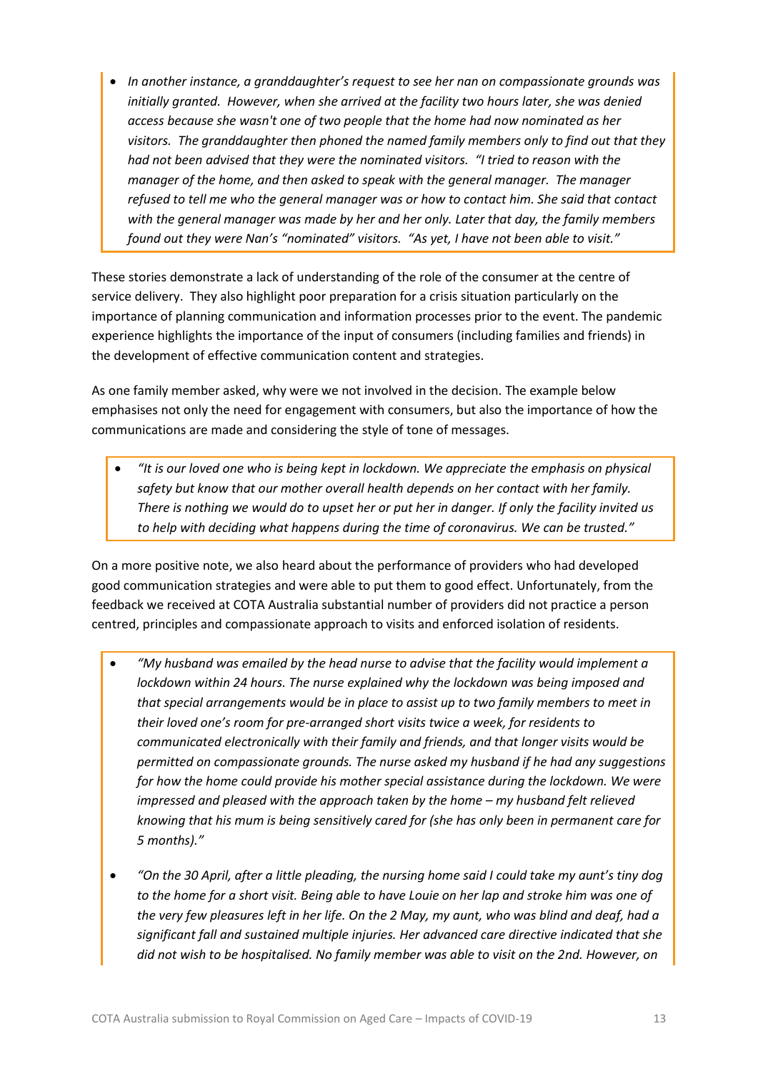- *In another instance, a granddaughter's request to see her nan on compassionate grounds was initially granted. However, when she arrived at the facility two hours later, she was denied access because she wasn't one of two people that the home had now nominated as her visitors. The granddaughter then phoned the named family members only to find out that they had not been advised that they were the nominated visitors. "I tried to reason with the manager of the home, and then asked to speak with the general manager. The manager refused to tell me who the general manager was or how to contact him. She said that contact with the general manager was made by her and her only. Later that day, the family members found out they were Nan's "nominated" visitors. "As yet, I have not been able to visit."*

These stories demonstrate a lack of understanding of the role of the consumer at the centre of service delivery. They also highlight poor preparation for a crisis situation particularly on the importance of planning communication and information processes prior to the event. The pandemic experience highlights the importance of the input of consumers (including families and friends) in the development of effective communication content and strategies.

As one family member asked, why were we not involved in the decision. The example below emphasises not only the need for engagement with consumers, but also the importance of how the communications are made and considering the style of tone of messages.

- *"It is our loved one who is being kept in lockdown. We appreciate the emphasis on physical safety but know that our mother overall health depends on her contact with her family. There is nothing we would do to upset her or put her in danger. If only the facility invited us to help with deciding what happens during the time of coronavirus. We can be trusted."*

On a more positive note, we also heard about the performance of providers who had developed good communication strategies and were able to put them to good effect. Unfortunately, from the feedback we received at COTA Australia substantial number of providers did not practice a person centred, principles and compassionate approach to visits and enforced isolation of residents.

- *"My husband was emailed by the head nurse to advise that the facility would implement a lockdown within 24 hours. The nurse explained why the lockdown was being imposed and that special arrangements would be in place to assist up to two family members to meet in their loved one's room for pre-arranged short visits twice a week, for residents to communicated electronically with their family and friends, and that longer visits would be permitted on compassionate grounds. The nurse asked my husband if he had any suggestions for how the home could provide his mother special assistance during the lockdown. We were impressed and pleased with the approach taken by the home – my husband felt relieved knowing that his mum is being sensitively cared for (she has only been in permanent care for 5 months)."*

- *"On the 30 April, after a little pleading, the nursing home said I could take my aunt's tiny dog to the home for a short visit. Being able to have Louie on her lap and stroke him was one of the very few pleasures left in her life. On the 2 May, my aunt, who was blind and deaf, had a significant fall and sustained multiple injuries. Her advanced care directive indicated that she did not wish to be hospitalised. No family member was able to visit on the 2nd. However, on*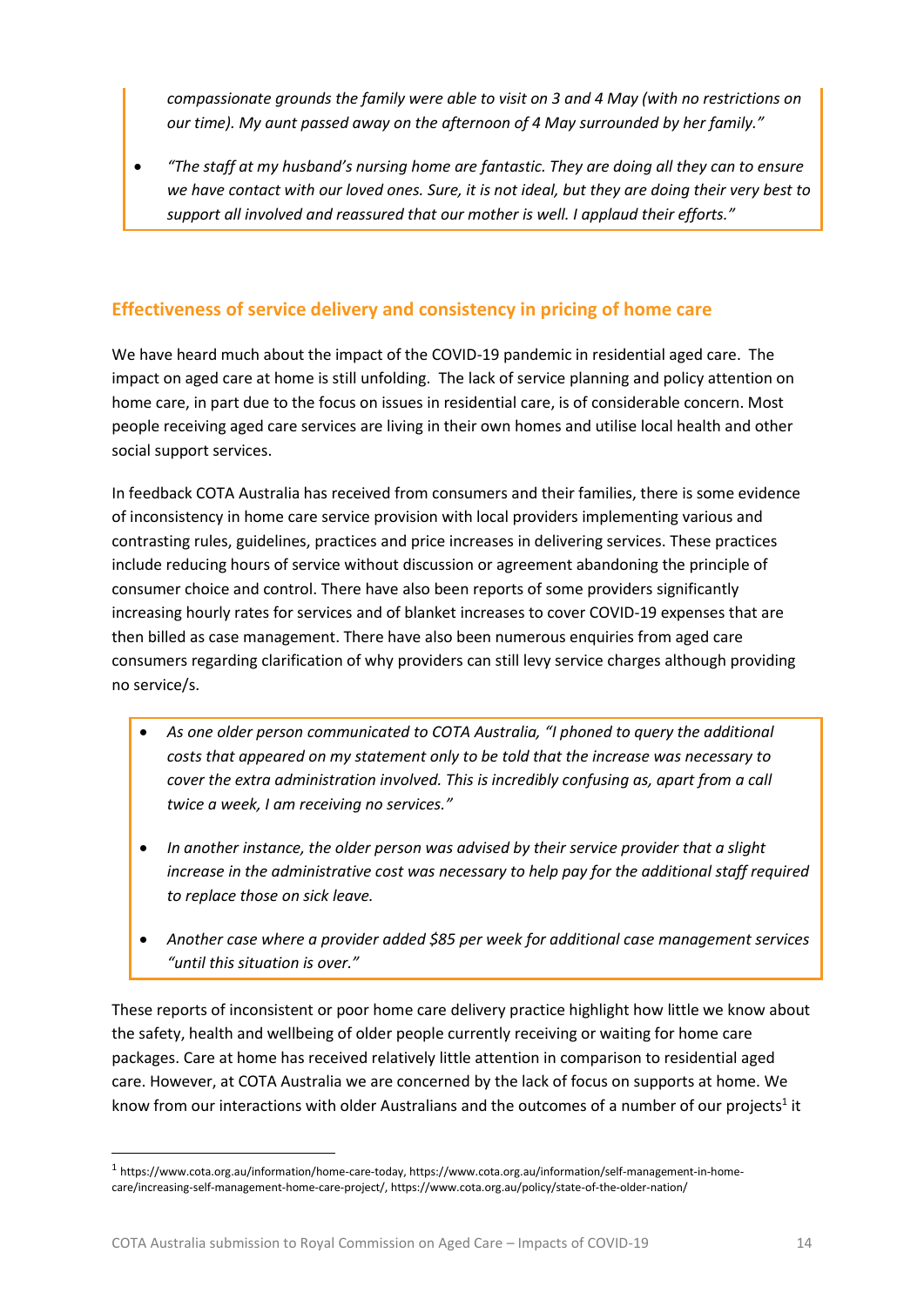- *compassionate grounds the family were able to visit on 3 and 4 May (with no restrictions on our time). My aunt passed away on the afternoon of 4 May surrounded by her family."*
- *"The staff at my husband's nursing home are fantastic. They are doing all they can to ensure we have contact with our loved ones. Sure, it is not ideal, but they are doing their very best to support all involved and reassured that our mother is well. I applaud their efforts."*

## Effectiveness of service delivery and consistency in pricing of home care

We have heard much about the impact of the COVID-19 pandemic in residential aged care. The impact on aged care at home is still unfolding. The lack of service planning and policy attention on home care, in part due to the focus on issues in residential care, is of considerable concern. Most people receiving aged care services are living in their own homes and utilise local health and other social support services.

In feedback COTA Australia has received from consumers and their families, there is some evidence of inconsistency in home care service provision with local providers implementing various and contrasting rules, guidelines, practices and price increases in delivering services. These practices include reducing hours of service without discussion or agreement abandoning the principle of consumer choice and control. There have also been reports of some providers significantly increasing hourly rates for services and of blanket increases to cover COVID-19 expenses that are then billed as case management. There have also been numerous enquiries from aged care consumers regarding clarification of why providers can still levy service charges although providing no service/s.

- *As one older person communicated to COTA Australia, "I phoned to query the additional costs that appeared on my statement only to be told that the increase was necessary to cover the extra administration involved. This is incredibly confusing as, apart from a call twice a week, I am receiving no services."*
- *In another instance, the older person was advised by their service provider that a slight increase in the administrative cost was necessary to help pay for the additional staff required to replace those on sick leave.*
- *Another case where a provider added $85 per week for additional case management services "until this situation is over."*

These reports of inconsistent or poor home care delivery practice highlight how little we know about the safety, health and wellbeing of older people currently receiving or waiting for home care packages. Care at home has received relatively little attention in comparison to residential aged care. However, at COTA Australia we are concerned by the lack of focus on supports at home. We know from our interactions with older Australians and the outcomes of a number of our projects[1] it

[1] https://www.cota.org.au/information/home-care-today, https://www.cota.org.au/information/self-management-in-home-care/increasing-self-management-home-care-project/, https://www.cota.org.au/policy/state-of-the-older-nation/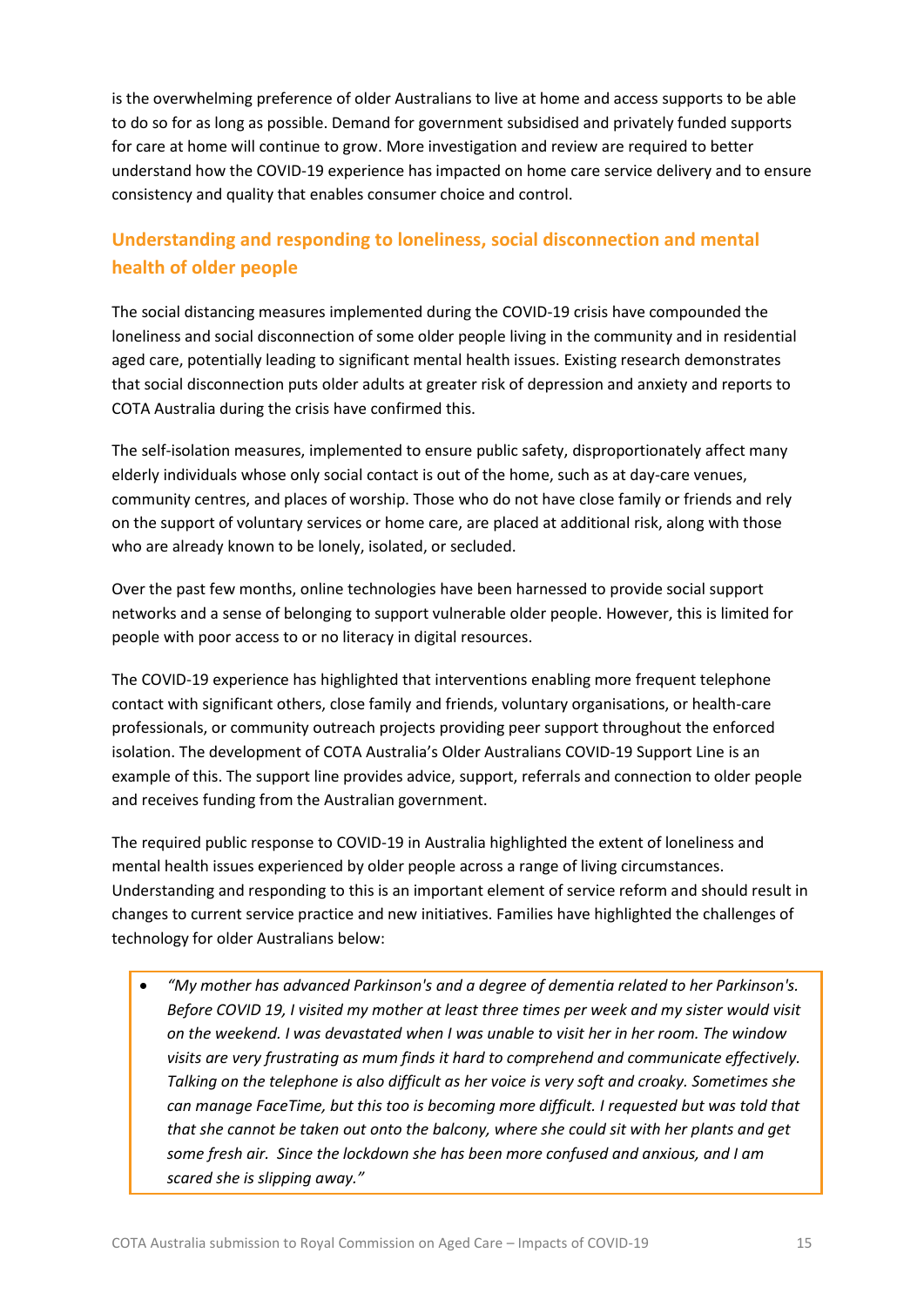is the overwhelming preference of older Australians to live at home and access supports to be able to do so for as long as possible. Demand for government subsidised and privately funded supports for care at home will continue to grow. More investigation and review are required to better understand how the COVID-19 experience has impacted on home care service delivery and to ensure consistency and quality that enables consumer choice and control.

## Understanding and responding to loneliness, social disconnection and mental health of older people

The social distancing measures implemented during the COVID-19 crisis have compounded the loneliness and social disconnection of some older people living in the community and in residential aged care, potentially leading to significant mental health issues. Existing research demonstrates that social disconnection puts older adults at greater risk of depression and anxiety and reports to COTA Australia during the crisis have confirmed this.

The self-isolation measures, implemented to ensure public safety, disproportionately affect many elderly individuals whose only social contact is out of the home, such as at day-care venues, community centres, and places of worship. Those who do not have close family or friends and rely on the support of voluntary services or home care, are placed at additional risk, along with those who are already known to be lonely, isolated, or secluded.

Over the past few months, online technologies have been harnessed to provide social support networks and a sense of belonging to support vulnerable older people. However, this is limited for people with poor access to or no literacy in digital resources.

The COVID-19 experience has highlighted that interventions enabling more frequent telephone contact with significant others, close family and friends, voluntary organisations, or health-care professionals, or community outreach projects providing peer support throughout the enforced isolation. The development of COTA Australia's Older Australians COVID-19 Support Line is an example of this. The support line provides advice, support, referrals and connection to older people and receives funding from the Australian government.

The required public response to COVID-19 in Australia highlighted the extent of loneliness and mental health issues experienced by older people across a range of living circumstances. Understanding and responding to this is an important element of service reform and should result in changes to current service practice and new initiatives. Families have highlighted the challenges of technology for older Australians below:

- *"My mother has advanced Parkinson's and a degree of dementia related to her Parkinson's. Before COVID 19, I visited my mother at least three times per week and my sister would visit on the weekend. I was devastated when I was unable to visit her in her room. The window visits are very frustrating as mum finds it hard to comprehend and communicate effectively. Talking on the telephone is also difficult as her voice is very soft and croaky. Sometimes she can manage FaceTime, but this too is becoming more difficult. I requested but was told that that she cannot be taken out onto the balcony, where she could sit with her plants and get some fresh air. Since the lockdown she has been more confused and anxious, and I am scared she is slipping away."*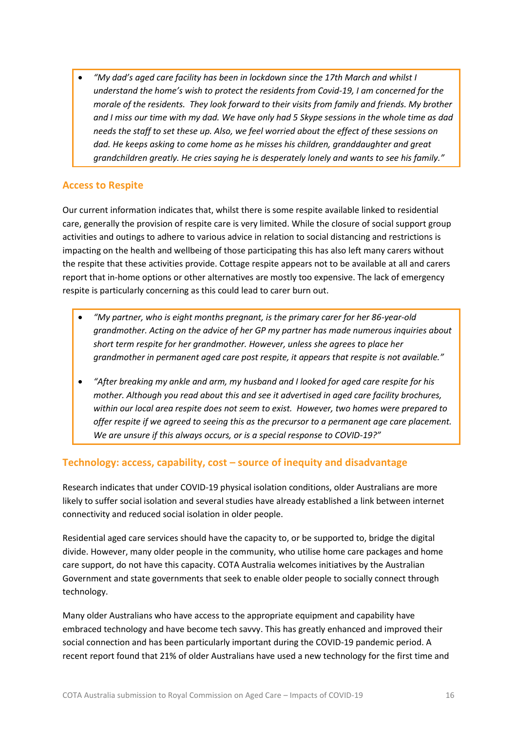- *"My dad's aged care facility has been in lockdown since the 17th March and whilst I understand the home's wish to protect the residents from Covid-19, I am concerned for the morale of the residents. They look forward to their visits from family and friends. My brother and I miss our time with my dad. We have only had 5 Skype sessions in the whole time as dad needs the staff to set these up. Also, we feel worried about the effect of these sessions on dad. He keeps asking to come home as he misses his children, granddaughter and great grandchildren greatly. He cries saying he is desperately lonely and wants to see his family."*

## Access to Respite

Our current information indicates that, whilst there is some respite available linked to residential care, generally the provision of respite care is very limited. While the closure of social support group activities and outings to adhere to various advice in relation to social distancing and restrictions is impacting on the health and wellbeing of those participating this has also left many carers without the respite that these activities provide. Cottage respite appears not to be available at all and carers report that in-home options or other alternatives are mostly too expensive. The lack of emergency respite is particularly concerning as this could lead to carer burn out.

- *"My partner, who is eight months pregnant, is the primary carer for her 86-year-old grandmother. Acting on the advice of her GP my partner has made numerous inquiries about short term respite for her grandmother. However, unless she agrees to place her grandmother in permanent aged care post respite, it appears that respite is not available."*
- *"After breaking my ankle and arm, my husband and I looked for aged care respite for his mother. Although you read about this and see it advertised in aged care facility brochures, within our local area respite does not seem to exist. However, two homes were prepared to offer respite if we agreed to seeing this as the precursor to a permanent age care placement. We are unsure if this always occurs, or is a special response to COVID-19?"*

## Technology: access, capability, cost – source of inequity and disadvantage

Research indicates that under COVID-19 physical isolation conditions, older Australians are more likely to suffer social isolation and several studies have already established a link between internet connectivity and reduced social isolation in older people.

Residential aged care services should have the capacity to, or be supported to, bridge the digital divide. However, many older people in the community, who utilise home care packages and home care support, do not have this capacity. COTA Australia welcomes initiatives by the Australian Government and state governments that seek to enable older people to socially connect through technology.

Many older Australians who have access to the appropriate equipment and capability have embraced technology and have become tech savvy. This has greatly enhanced and improved their social connection and has been particularly important during the COVID-19 pandemic period. A recent report found that 21% of older Australians have used a new technology for the first time and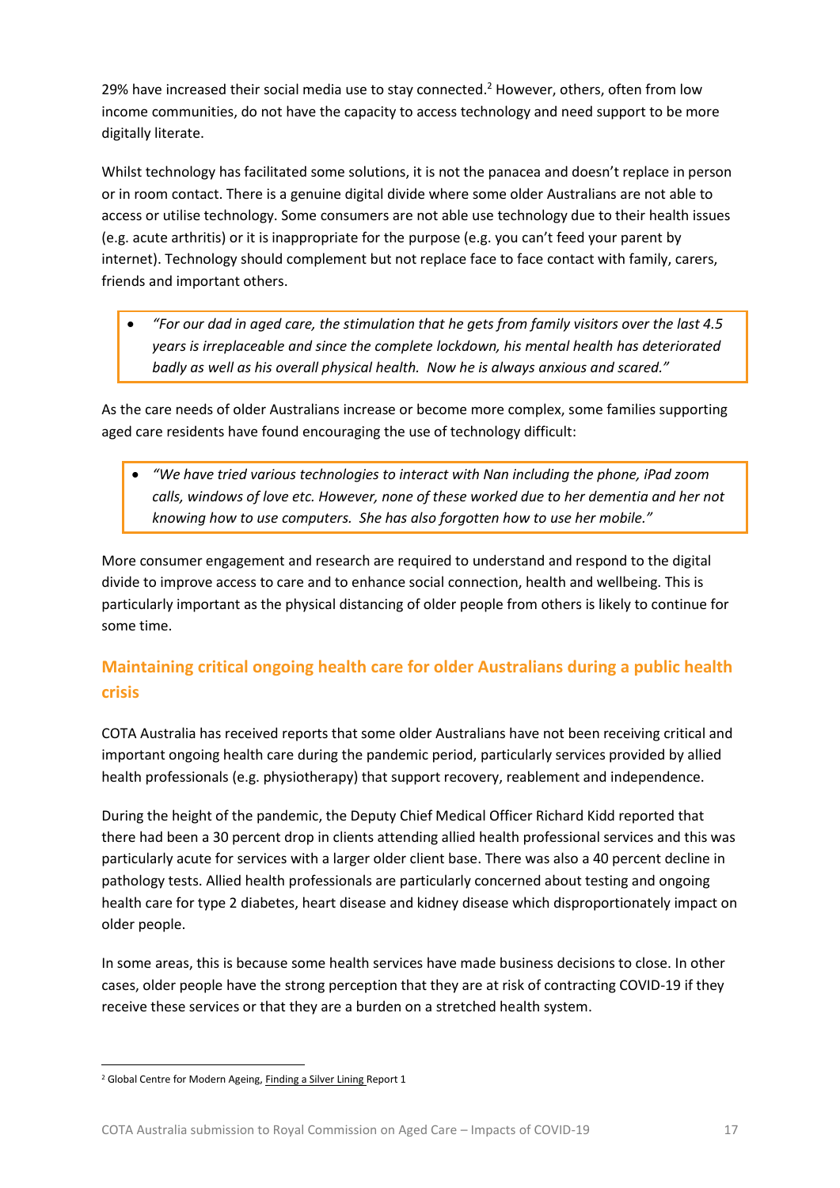29% have increased their social media use to stay connected.[2] However, others, often from low income communities, do not have the capacity to access technology and need support to be more digitally literate.

Whilst technology has facilitated some solutions, it is not the panacea and doesn't replace in person or in room contact. There is a genuine digital divide where some older Australians are not able to access or utilise technology. Some consumers are not able use technology due to their health issues (e.g. acute arthritis) or it is inappropriate for the purpose (e.g. you can't feed your parent by internet). Technology should complement but not replace face to face contact with family, carers, friends and important others.

- *"For our dad in aged care, the stimulation that he gets from family visitors over the last 4.5 years is irreplaceable and since the complete lockdown, his mental health has deteriorated badly as well as his overall physical health. Now he is always anxious and scared."*

As the care needs of older Australians increase or become more complex, some families supporting aged care residents have found encouraging the use of technology difficult:

- *"We have tried various technologies to interact with Nan including the phone, iPad zoom calls, windows of love etc. However, none of these worked due to her dementia and her not knowing how to use computers. She has also forgotten how to use her mobile."*

More consumer engagement and research are required to understand and respond to the digital divide to improve access to care and to enhance social connection, health and wellbeing. This is particularly important as the physical distancing of older people from others is likely to continue for some time.

## Maintaining critical ongoing health care for older Australians during a public health crisis

COTA Australia has received reports that some older Australians have not been receiving critical and important ongoing health care during the pandemic period, particularly services provided by allied health professionals (e.g. physiotherapy) that support recovery, reablement and independence.

During the height of the pandemic, the Deputy Chief Medical Officer Richard Kidd reported that there had been a 30 percent drop in clients attending allied health professional services and this was particularly acute for services with a larger older client base. There was also a 40 percent decline in pathology tests. Allied health professionals are particularly concerned about testing and ongoing health care for type 2 diabetes, heart disease and kidney disease which disproportionately impact on older people.

In some areas, this is because some health services have made business decisions to close. In other cases, older people have the strong perception that they are at risk of contracting COVID-19 if they receive these services or that they are a burden on a stretched health system.

---

[2] Global Centre for Modern Ageing, Finding a Silver Lining Report 1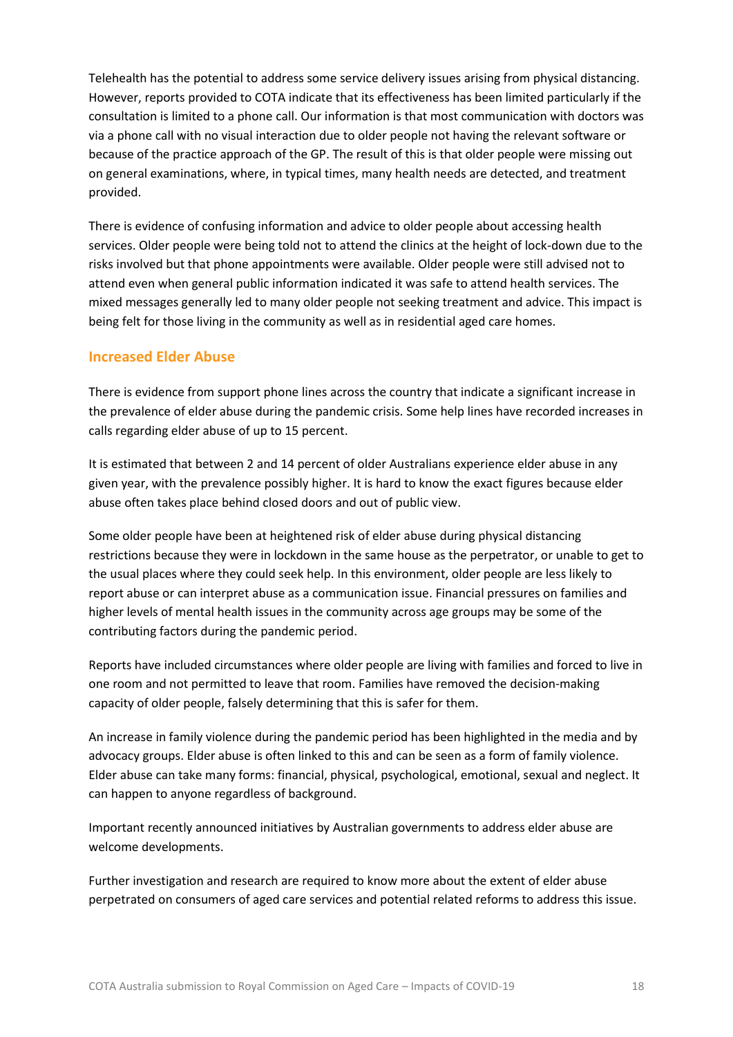Telehealth has the potential to address some service delivery issues arising from physical distancing. However, reports provided to COTA indicate that its effectiveness has been limited particularly if the consultation is limited to a phone call. Our information is that most communication with doctors was via a phone call with no visual interaction due to older people not having the relevant software or because of the practice approach of the GP. The result of this is that older people were missing out on general examinations, where, in typical times, many health needs are detected, and treatment provided.

There is evidence of confusing information and advice to older people about accessing health services. Older people were being told not to attend the clinics at the height of lock-down due to the risks involved but that phone appointments were available. Older people were still advised not to attend even when general public information indicated it was safe to attend health services. The mixed messages generally led to many older people not seeking treatment and advice. This impact is being felt for those living in the community as well as in residential aged care homes.

## Increased Elder Abuse

There is evidence from support phone lines across the country that indicate a significant increase in the prevalence of elder abuse during the pandemic crisis. Some help lines have recorded increases in calls regarding elder abuse of up to 15 percent.

It is estimated that between 2 and 14 percent of older Australians experience elder abuse in any given year, with the prevalence possibly higher. It is hard to know the exact figures because elder abuse often takes place behind closed doors and out of public view.

Some older people have been at heightened risk of elder abuse during physical distancing restrictions because they were in lockdown in the same house as the perpetrator, or unable to get to the usual places where they could seek help. In this environment, older people are less likely to report abuse or can interpret abuse as a communication issue. Financial pressures on families and higher levels of mental health issues in the community across age groups may be some of the contributing factors during the pandemic period.

Reports have included circumstances where older people are living with families and forced to live in one room and not permitted to leave that room. Families have removed the decision-making capacity of older people, falsely determining that this is safer for them.

An increase in family violence during the pandemic period has been highlighted in the media and by advocacy groups. Elder abuse is often linked to this and can be seen as a form of family violence. Elder abuse can take many forms: financial, physical, psychological, emotional, sexual and neglect. It can happen to anyone regardless of background.

Important recently announced initiatives by Australian governments to address elder abuse are welcome developments.

Further investigation and research are required to know more about the extent of elder abuse perpetrated on consumers of aged care services and potential related reforms to address this issue.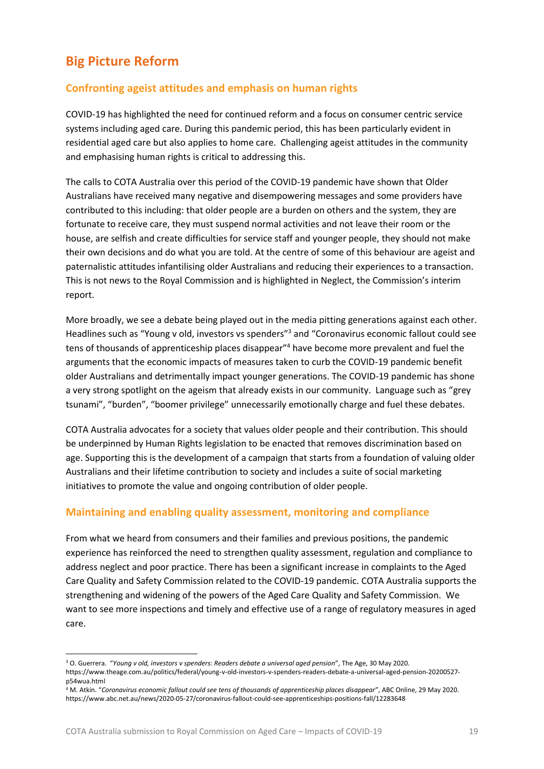# Big Picture Reform

## Confronting ageist attitudes and emphasis on human rights

COVID-19 has highlighted the need for continued reform and a focus on consumer centric service systems including aged care. During this pandemic period, this has been particularly evident in residential aged care but also applies to home care. Challenging ageist attitudes in the community and emphasising human rights is critical to addressing this.

The calls to COTA Australia over this period of the COVID-19 pandemic have shown that Older Australians have received many negative and disempowering messages and some providers have contributed to this including: that older people are a burden on others and the system, they are fortunate to receive care, they must suspend normal activities and not leave their room or the house, are selfish and create difficulties for service staff and younger people, they should not make their own decisions and do what you are told. At the centre of some of this behaviour are ageist and paternalistic attitudes infantilising older Australians and reducing their experiences to a transaction. This is not news to the Royal Commission and is highlighted in Neglect, the Commission's interim report.

More broadly, we see a debate being played out in the media pitting generations against each other. Headlines such as "Young v old, investors vs spenders"[3] and "Coronavirus economic fallout could see tens of thousands of apprenticeship places disappear"[4] have become more prevalent and fuel the arguments that the economic impacts of measures taken to curb the COVID-19 pandemic benefit older Australians and detrimentally impact younger generations. The COVID-19 pandemic has shone a very strong spotlight on the ageism that already exists in our community. Language such as "grey tsunami", "burden", "boomer privilege" unnecessarily emotionally charge and fuel these debates.

COTA Australia advocates for a society that values older people and their contribution. This should be underpinned by Human Rights legislation to be enacted that removes discrimination based on age. Supporting this is the development of a campaign that starts from a foundation of valuing older Australians and their lifetime contribution to society and includes a suite of social marketing initiatives to promote the value and ongoing contribution of older people.

## Maintaining and enabling quality assessment, monitoring and compliance

From what we heard from consumers and their families and previous positions, the pandemic experience has reinforced the need to strengthen quality assessment, regulation and compliance to address neglect and poor practice. There has been a significant increase in complaints to the Aged Care Quality and Safety Commission related to the COVID-19 pandemic. COTA Australia supports the strengthening and widening of the powers of the Aged Care Quality and Safety Commission. We want to see more inspections and timely and effective use of a range of regulatory measures in aged care.

---

[3] O. Guerrera. "*Young v old, investors v spenders: Readers debate a universal aged pension*", The Age, 30 May 2020. https://www.theage.com.au/politics/federal/young-v-old-investors-v-spenders-readers-debate-a-universal-aged-pension-20200527-p54wua.html

[4] M. Atkin. "*Coronavirus economic fallout could see tens of thousands of apprenticeship places disappear*", ABC Online, 29 May 2020. https://www.abc.net.au/news/2020-05-27/coronavirus-fallout-could-see-apprenticeships-positions-fall/12283648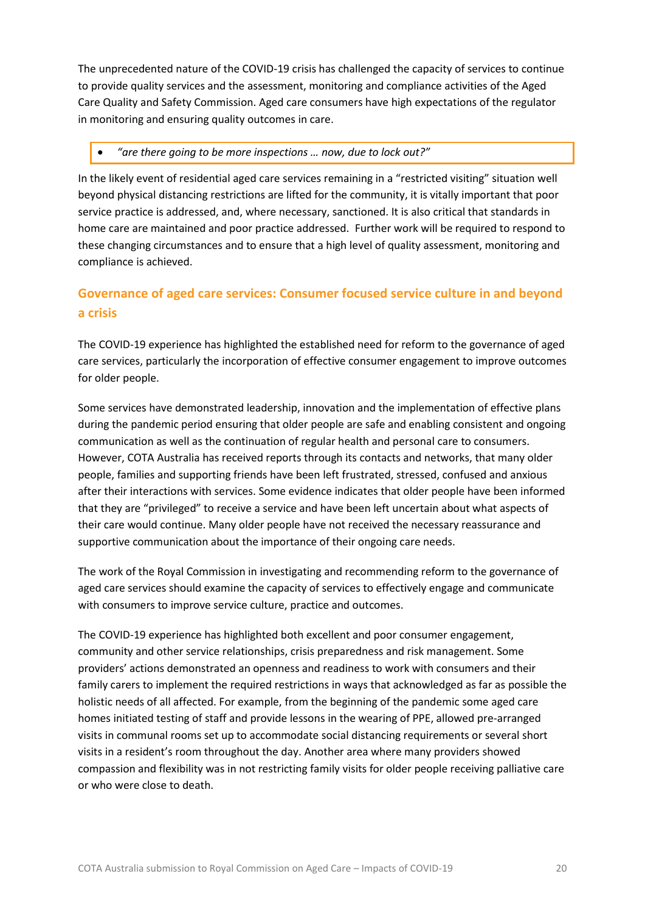The unprecedented nature of the COVID-19 crisis has challenged the capacity of services to continue to provide quality services and the assessment, monitoring and compliance activities of the Aged Care Quality and Safety Commission. Aged care consumers have high expectations of the regulator in monitoring and ensuring quality outcomes in care.

- *"are there going to be more inspections … now, due to lock out?"*

In the likely event of residential aged care services remaining in a "restricted visiting" situation well beyond physical distancing restrictions are lifted for the community, it is vitally important that poor service practice is addressed, and, where necessary, sanctioned. It is also critical that standards in home care are maintained and poor practice addressed. Further work will be required to respond to these changing circumstances and to ensure that a high level of quality assessment, monitoring and compliance is achieved.

## Governance of aged care services: Consumer focused service culture in and beyond a crisis

The COVID-19 experience has highlighted the established need for reform to the governance of aged care services, particularly the incorporation of effective consumer engagement to improve outcomes for older people.

Some services have demonstrated leadership, innovation and the implementation of effective plans during the pandemic period ensuring that older people are safe and enabling consistent and ongoing communication as well as the continuation of regular health and personal care to consumers. However, COTA Australia has received reports through its contacts and networks, that many older people, families and supporting friends have been left frustrated, stressed, confused and anxious after their interactions with services. Some evidence indicates that older people have been informed that they are "privileged" to receive a service and have been left uncertain about what aspects of their care would continue. Many older people have not received the necessary reassurance and supportive communication about the importance of their ongoing care needs.

The work of the Royal Commission in investigating and recommending reform to the governance of aged care services should examine the capacity of services to effectively engage and communicate with consumers to improve service culture, practice and outcomes.

The COVID-19 experience has highlighted both excellent and poor consumer engagement, community and other service relationships, crisis preparedness and risk management. Some providers' actions demonstrated an openness and readiness to work with consumers and their family carers to implement the required restrictions in ways that acknowledged as far as possible the holistic needs of all affected. For example, from the beginning of the pandemic some aged care homes initiated testing of staff and provide lessons in the wearing of PPE, allowed pre-arranged visits in communal rooms set up to accommodate social distancing requirements or several short visits in a resident's room throughout the day. Another area where many providers showed compassion and flexibility was in not restricting family visits for older people receiving palliative care or who were close to death.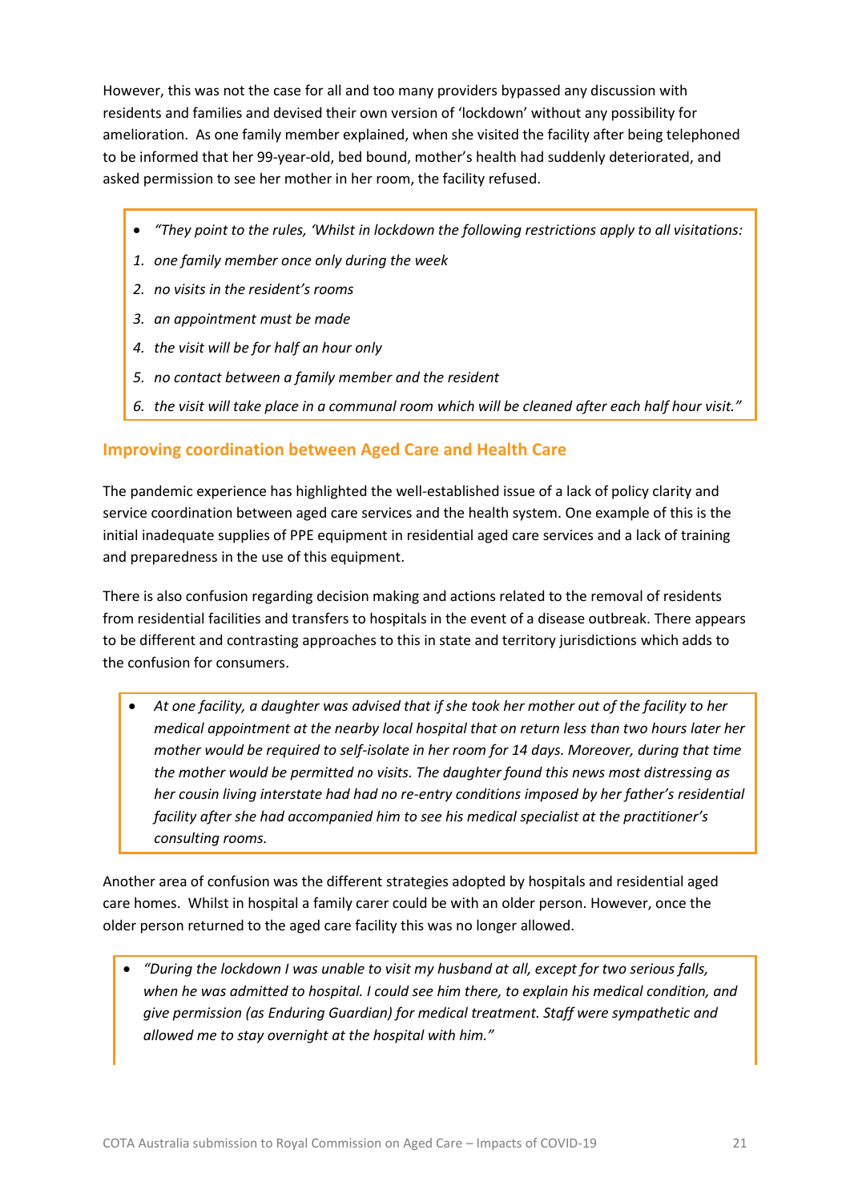However, this was not the case for all and too many providers bypassed any discussion with residents and families and devised their own version of 'lockdown' without any possibility for amelioration. As one family member explained, when she visited the facility after being telephoned to be informed that her 99-year-old, bed bound, mother's health had suddenly deteriorated, and asked permission to see her mother in her room, the facility refused.

> - *"They point to the rules, 'Whilst in lockdown the following restrictions apply to all visitations:*
>
> 1. *one family member once only during the week*
> 2. *no visits in the resident's rooms*
> 3. *an appointment must be made*
> 4. *the visit will be for half an hour only*
> 5. *no contact between a family member and the resident*
> 6. *the visit will take place in a communal room which will be cleaned after each half hour visit."*

## Improving coordination between Aged Care and Health Care

The pandemic experience has highlighted the well-established issue of a lack of policy clarity and service coordination between aged care services and the health system. One example of this is the initial inadequate supplies of PPE equipment in residential aged care services and a lack of training and preparedness in the use of this equipment.

There is also confusion regarding decision making and actions related to the removal of residents from residential facilities and transfers to hospitals in the event of a disease outbreak. There appears to be different and contrasting approaches to this in state and territory jurisdictions which adds to the confusion for consumers.

> - *At one facility, a daughter was advised that if she took her mother out of the facility to her medical appointment at the nearby local hospital that on return less than two hours later her mother would be required to self-isolate in her room for 14 days. Moreover, during that time the mother would be permitted no visits. The daughter found this news most distressing as her cousin living interstate had had no re-entry conditions imposed by her father's residential facility after she had accompanied him to see his medical specialist at the practitioner's consulting rooms.*

Another area of confusion was the different strategies adopted by hospitals and residential aged care homes. Whilst in hospital a family carer could be with an older person. However, once the older person returned to the aged care facility this was no longer allowed.

> - *"During the lockdown I was unable to visit my husband at all, except for two serious falls, when he was admitted to hospital. I could see him there, to explain his medical condition, and give permission (as Enduring Guardian) for medical treatment. Staff were sympathetic and allowed me to stay overnight at the hospital with him."*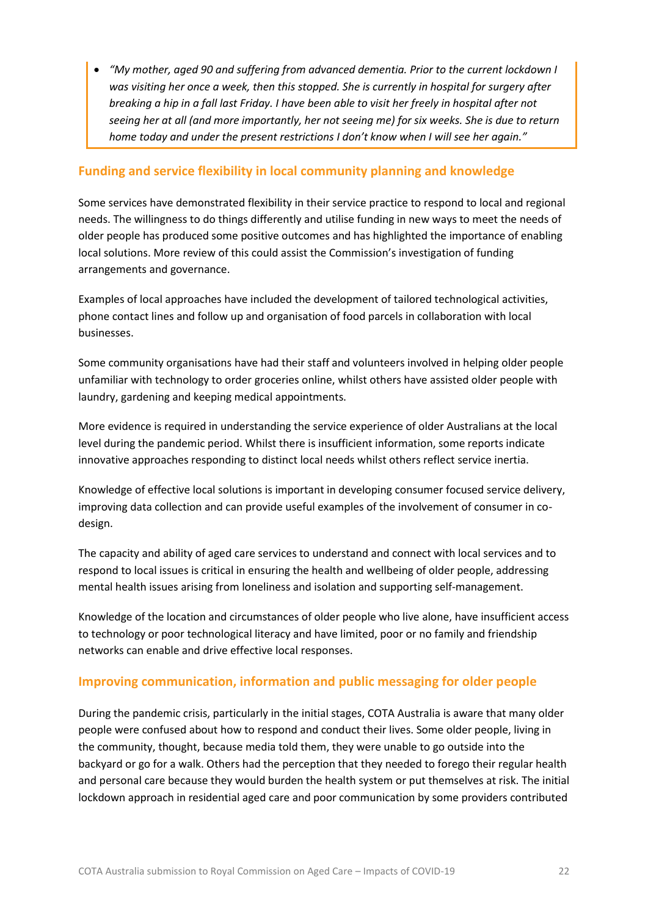- *"My mother, aged 90 and suffering from advanced dementia. Prior to the current lockdown I was visiting her once a week, then this stopped. She is currently in hospital for surgery after breaking a hip in a fall last Friday. I have been able to visit her freely in hospital after not seeing her at all (and more importantly, her not seeing me) for six weeks. She is due to return home today and under the present restrictions I don't know when I will see her again."*

## Funding and service flexibility in local community planning and knowledge

Some services have demonstrated flexibility in their service practice to respond to local and regional needs. The willingness to do things differently and utilise funding in new ways to meet the needs of older people has produced some positive outcomes and has highlighted the importance of enabling local solutions. More review of this could assist the Commission's investigation of funding arrangements and governance.

Examples of local approaches have included the development of tailored technological activities, phone contact lines and follow up and organisation of food parcels in collaboration with local businesses.

Some community organisations have had their staff and volunteers involved in helping older people unfamiliar with technology to order groceries online, whilst others have assisted older people with laundry, gardening and keeping medical appointments.

More evidence is required in understanding the service experience of older Australians at the local level during the pandemic period. Whilst there is insufficient information, some reports indicate innovative approaches responding to distinct local needs whilst others reflect service inertia.

Knowledge of effective local solutions is important in developing consumer focused service delivery, improving data collection and can provide useful examples of the involvement of consumer in co-design.

The capacity and ability of aged care services to understand and connect with local services and to respond to local issues is critical in ensuring the health and wellbeing of older people, addressing mental health issues arising from loneliness and isolation and supporting self-management.

Knowledge of the location and circumstances of older people who live alone, have insufficient access to technology or poor technological literacy and have limited, poor or no family and friendship networks can enable and drive effective local responses.

## Improving communication, information and public messaging for older people

During the pandemic crisis, particularly in the initial stages, COTA Australia is aware that many older people were confused about how to respond and conduct their lives. Some older people, living in the community, thought, because media told them, they were unable to go outside into the backyard or go for a walk. Others had the perception that they needed to forego their regular health and personal care because they would burden the health system or put themselves at risk. The initial lockdown approach in residential aged care and poor communication by some providers contributed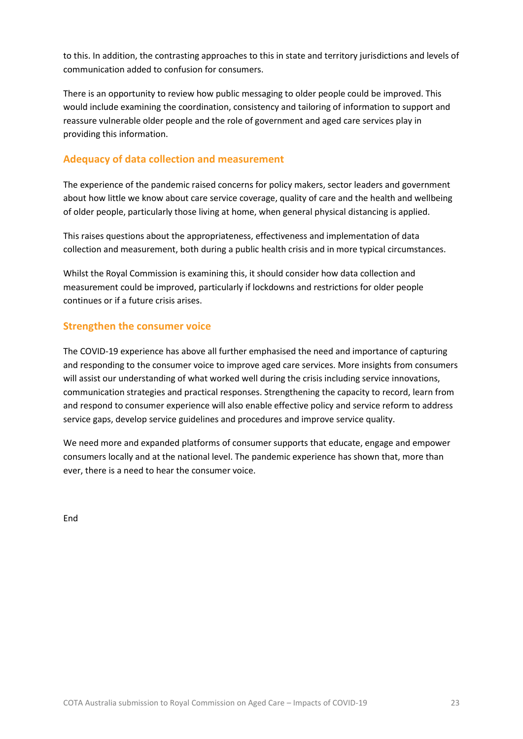to this. In addition, the contrasting approaches to this in state and territory jurisdictions and levels of communication added to confusion for consumers.

There is an opportunity to review how public messaging to older people could be improved. This would include examining the coordination, consistency and tailoring of information to support and reassure vulnerable older people and the role of government and aged care services play in providing this information.

## Adequacy of data collection and measurement

The experience of the pandemic raised concerns for policy makers, sector leaders and government about how little we know about care service coverage, quality of care and the health and wellbeing of older people, particularly those living at home, when general physical distancing is applied.

This raises questions about the appropriateness, effectiveness and implementation of data collection and measurement, both during a public health crisis and in more typical circumstances.

Whilst the Royal Commission is examining this, it should consider how data collection and measurement could be improved, particularly if lockdowns and restrictions for older people continues or if a future crisis arises.

## Strengthen the consumer voice

The COVID-19 experience has above all further emphasised the need and importance of capturing and responding to the consumer voice to improve aged care services. More insights from consumers will assist our understanding of what worked well during the crisis including service innovations, communication strategies and practical responses. Strengthening the capacity to record, learn from and respond to consumer experience will also enable effective policy and service reform to address service gaps, develop service guidelines and procedures and improve service quality.

We need more and expanded platforms of consumer supports that educate, engage and empower consumers locally and at the national level. The pandemic experience has shown that, more than ever, there is a need to hear the consumer voice.

End